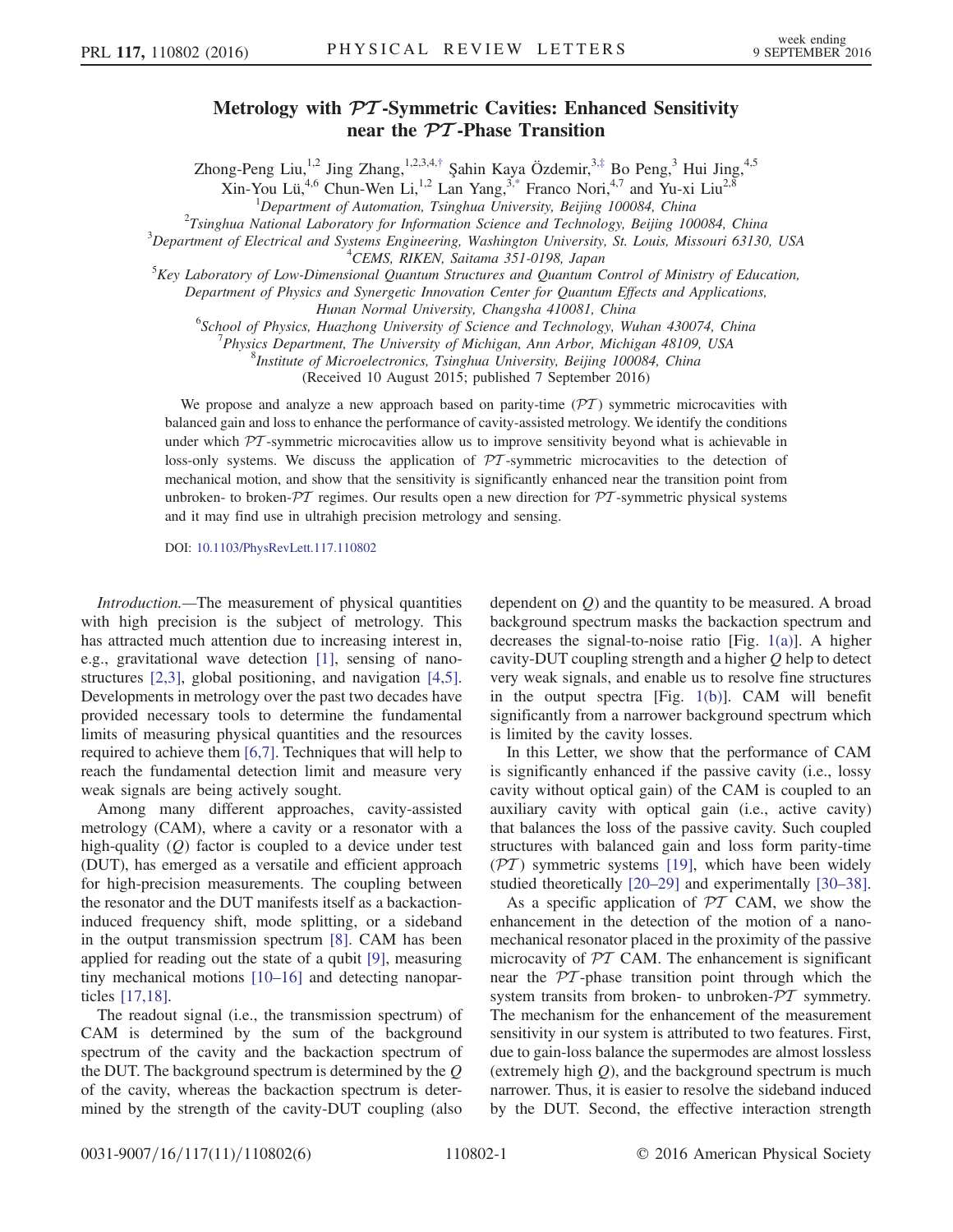# Metrology with $\mathcal{PT}$-Symmetric Cavities: Enhanced Sensitivity near the $\mathcal{PT}$-Phase Transition

Zhong-Peng Liu,[1,2] Jing Zhang,[1,2,3,4,†] Şahin Kaya Özdemir,[3,‡] Bo Peng,[3] Hui Jing,[4,5] Xin-You Lü,[4,6] Chun-Wen Li,[1,2] Lan Yang,[3,*] Franco Nori,[4,7] and Yu-xi Liu[2,8]

[1]Department of Automation, Tsinghua University, Beijing 100084, China
[2]Tsinghua National Laboratory for Information Science and Technology, Beijing 100084, China
[3]Department of Electrical and Systems Engineering, Washington University, St. Louis, Missouri 63130, USA
[4]CEMS, RIKEN, Saitama 351-0198, Japan
[5]Key Laboratory of Low-Dimensional Quantum Structures and Quantum Control of Ministry of Education, Department of Physics and Synergetic Innovation Center for Quantum Effects and Applications, Hunan Normal University, Changsha 410081, China
[6]School of Physics, Huazhong University of Science and Technology, Wuhan 430074, China
[7]Physics Department, The University of Michigan, Ann Arbor, Michigan 48109, USA
[8]Institute of Microelectronics, Tsinghua University, Beijing 100084, China

(Received 10 August 2015; published 7 September 2016)

We propose and analyze a new approach based on parity-time ($\mathcal{PT}$) symmetric microcavities with balanced gain and loss to enhance the performance of cavity-assisted metrology. We identify the conditions under which $\mathcal{PT}$-symmetric microcavities allow us to improve sensitivity beyond what is achievable in loss-only systems. We discuss the application of $\mathcal{PT}$-symmetric microcavities to the detection of mechanical motion, and show that the sensitivity is significantly enhanced near the transition point from unbroken- to broken-$\mathcal{PT}$ regimes. Our results open a new direction for $\mathcal{PT}$-symmetric physical systems and it may find use in ultrahigh precision metrology and sensing.

DOI: 10.1103/PhysRevLett.117.110802

*Introduction.*—The measurement of physical quantities with high precision is the subject of metrology. This has attracted much attention due to increasing interest in, e.g., gravitational wave detection [1], sensing of nanostructures [2,3], global positioning, and navigation [4,5]. Developments in metrology over the past two decades have provided necessary tools to determine the fundamental limits of measuring physical quantities and the resources required to achieve them [6,7]. Techniques that will help to reach the fundamental detection limit and measure very weak signals are being actively sought.

Among many different approaches, cavity-assisted metrology (CAM), where a cavity or a resonator with a high-quality ($Q$) factor is coupled to a device under test (DUT), has emerged as a versatile and efficient approach for high-precision measurements. The coupling between the resonator and the DUT manifests itself as a backaction-induced frequency shift, mode splitting, or a sideband in the output transmission spectrum [8]. CAM has been applied for reading out the state of a qubit [9], measuring tiny mechanical motions [10–16] and detecting nanoparticles [17,18].

The readout signal (i.e., the transmission spectrum) of CAM is determined by the sum of the background spectrum of the cavity and the backaction spectrum of the DUT. The background spectrum is determined by the $Q$ of the cavity, whereas the backaction spectrum is determined by the strength of the cavity-DUT coupling (also dependent on $Q$) and the quantity to be measured. A broad background spectrum masks the backaction spectrum and decreases the signal-to-noise ratio [Fig. 1(a)]. A higher cavity-DUT coupling strength and a higher $Q$ help to detect very weak signals, and enable us to resolve fine structures in the output spectra [Fig. 1(b)]. CAM will benefit significantly from a narrower background spectrum which is limited by the cavity losses.

In this Letter, we show that the performance of CAM is significantly enhanced if the passive cavity (i.e., lossy cavity without optical gain) of the CAM is coupled to an auxiliary cavity with optical gain (i.e., active cavity) that balances the loss of the passive cavity. Such coupled structures with balanced gain and loss form parity-time ($\mathcal{PT}$) symmetric systems [19], which have been widely studied theoretically [20–29] and experimentally [30–38].

As a specific application of $\mathcal{PT}$ CAM, we show the enhancement in the detection of the motion of a nanomechanical resonator placed in the proximity of the passive microcavity of $\mathcal{PT}$ CAM. The enhancement is significant near the $\mathcal{PT}$-phase transition point through which the system transits from broken- to unbroken-$\mathcal{PT}$ symmetry. The mechanism for the enhancement of the measurement sensitivity in our system is attributed to two features. First, due to gain-loss balance the supermodes are almost lossless (extremely high $Q$), and the background spectrum is much narrower. Thus, it is easier to resolve the sideband induced by the DUT. Second, the effective interaction strength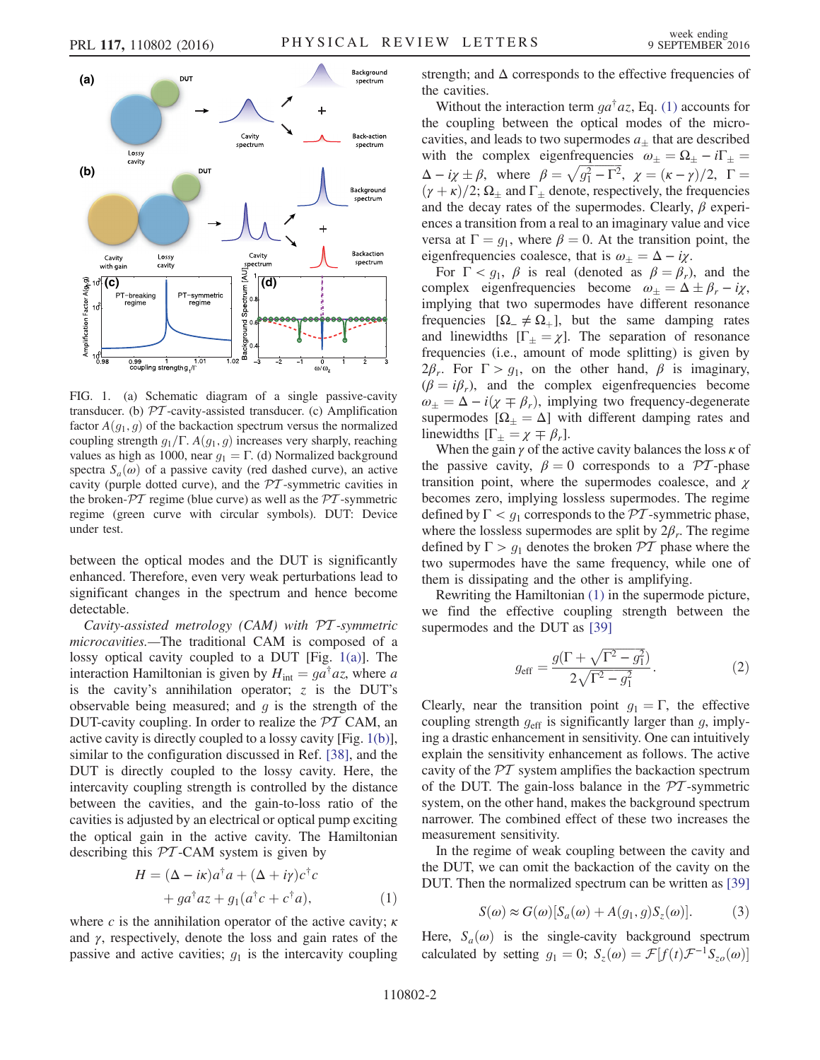(a) DUT Lossy cavity Cavity spectrum Background spectrum + Back-action spectrum

(b) DUT Cavity with gain Lossy cavity Cavity spectrum Background spectrum + Backaction spectrum

(c) Amplification Factor A(g1,g) PT-breaking regime PT-symmetric regime coupling strength g1/Γ

(d) Background Spectrum [AU] ω/ωz

FIG. 1. (a) Schematic diagram of a single passive-cavity transducer. (b) $\mathcal{PT}$-cavity-assisted transducer. (c) Amplification factor $A(g_1, g)$ of the backaction spectrum versus the normalized coupling strength $g_1/\Gamma$. $A(g_1, g)$ increases very sharply, reaching values as high as 1000, near $g_1 = \Gamma$. (d) Normalized background spectra $S_a(\omega)$ of a passive cavity (red dashed curve), an active cavity (purple dotted curve), and the $\mathcal{PT}$-symmetric cavities in the broken-$\mathcal{PT}$ regime (blue curve) as well as the $\mathcal{PT}$-symmetric regime (green curve with circular symbols). DUT: Device under test.

between the optical modes and the DUT is significantly enhanced. Therefore, even very weak perturbations lead to significant changes in the spectrum and hence become detectable.

*Cavity-assisted metrology (CAM) with $\mathcal{PT}$-symmetric microcavities.*—The traditional CAM is composed of a lossy optical cavity coupled to a DUT [Fig. 1(a)]. The interaction Hamiltonian is given by $H_{\rm int} = g a^\dagger a z$, where $a$ is the cavity's annihilation operator; $z$ is the DUT's observable being measured; and $g$ is the strength of the DUT-cavity coupling. In order to realize the $\mathcal{PT}$ CAM, an active cavity is directly coupled to a lossy cavity [Fig. 1(b)], similar to the configuration discussed in Ref. [38], and the DUT is directly coupled to the lossy cavity. Here, the intercavity coupling strength is controlled by the distance between the cavities, and the gain-to-loss ratio of the cavities is adjusted by an electrical or optical pump exciting the optical gain in the active cavity. The Hamiltonian describing this $\mathcal{PT}$-CAM system is given by

$$H = (\Delta - i\kappa)a^\dagger a + (\Delta + i\gamma)c^\dagger c + g a^\dagger a z + g_1(a^\dagger c + c^\dagger a), \tag{1}$$

where $c$ is the annihilation operator of the active cavity; $\kappa$ and $\gamma$, respectively, denote the loss and gain rates of the passive and active cavities; $g_1$ is the intercavity coupling strength; and $\Delta$ corresponds to the effective frequencies of the cavities.

Without the interaction term $g a^\dagger a z$, Eq. (1) accounts for the coupling between the optical modes of the microcavities, and leads to two supermodes $a_\pm$ that are described with the complex eigenfrequencies $\omega_\pm = \Omega_\pm - i\Gamma_\pm = \Delta - i\chi \pm \beta$, where $\beta = \sqrt{g_1^2 - \Gamma^2}$, $\chi = (\kappa - \gamma)/2$, $\Gamma = (\gamma + \kappa)/2$; $\Omega_\pm$ and $\Gamma_\pm$ denote, respectively, the frequencies and the decay rates of the supermodes. Clearly, $\beta$ experiences a transition from a real to an imaginary value and vice versa at $\Gamma = g_1$, where $\beta = 0$. At the transition point, the eigenfrequencies coalesce, that is $\omega_\pm = \Delta - i\chi$.

For $\Gamma < g_1$, $\beta$ is real (denoted as $\beta = \beta_r$), and the complex eigenfrequencies become $\omega_\pm = \Delta \pm \beta_r - i\chi$, implying that two supermodes have different resonance frequencies $[\Omega_- \neq \Omega_+]$, but the same damping rates and linewidths $[\Gamma_\pm = \chi]$. The separation of resonance frequencies (i.e., amount of mode splitting) is given by $2\beta_r$. For $\Gamma > g_1$, on the other hand, $\beta$ is imaginary, $(\beta = i\beta_r)$, and the complex eigenfrequencies become $\omega_\pm = \Delta - i(\chi \mp \beta_r)$, implying two frequency-degenerate supermodes $[\Omega_\pm = \Delta]$ with different damping rates and linewidths $[\Gamma_\pm = \chi \mp \beta_r]$.

When the gain $\gamma$ of the active cavity balances the loss $\kappa$ of the passive cavity, $\beta = 0$ corresponds to a $\mathcal{PT}$-phase transition point, where the supermodes coalesce, and $\chi$ becomes zero, implying lossless supermodes. The regime defined by $\Gamma < g_1$ corresponds to the $\mathcal{PT}$-symmetric phase, where the lossless supermodes are split by $2\beta_r$. The regime defined by $\Gamma > g_1$ denotes the broken $\mathcal{PT}$ phase where the two supermodes have the same frequency, while one of them is dissipating and the other is amplifying.

Rewriting the Hamiltonian (1) in the supermode picture, we find the effective coupling strength between the supermodes and the DUT as [39]

$$g_{\rm eff} = \frac{g(\Gamma + \sqrt{\Gamma^2 - g_1^2})}{2\sqrt{\Gamma^2 - g_1^2}}. \tag{2}$$

Clearly, near the transition point $g_1 = \Gamma$, the effective coupling strength $g_{\rm eff}$ is significantly larger than $g$, implying a drastic enhancement in sensitivity. One can intuitively explain the sensitivity enhancement as follows. The active cavity of the $\mathcal{PT}$ system amplifies the backaction spectrum of the DUT. The gain-loss balance in the $\mathcal{PT}$-symmetric system, on the other hand, makes the background spectrum narrower. The combined effect of these two increases the measurement sensitivity.

In the regime of weak coupling between the cavity and the DUT, we can omit the backaction of the cavity on the DUT. Then the normalized spectrum can be written as [39]

$$S(\omega) \approx G(\omega)[S_a(\omega) + A(g_1, g)S_z(\omega)]. \tag{3}$$

Here, $S_a(\omega)$ is the single-cavity background spectrum calculated by setting $g_1 = 0$; $S_z(\omega) = \mathcal{F}[f(t)\mathcal{F}^{-1}S_{zo}(\omega)]$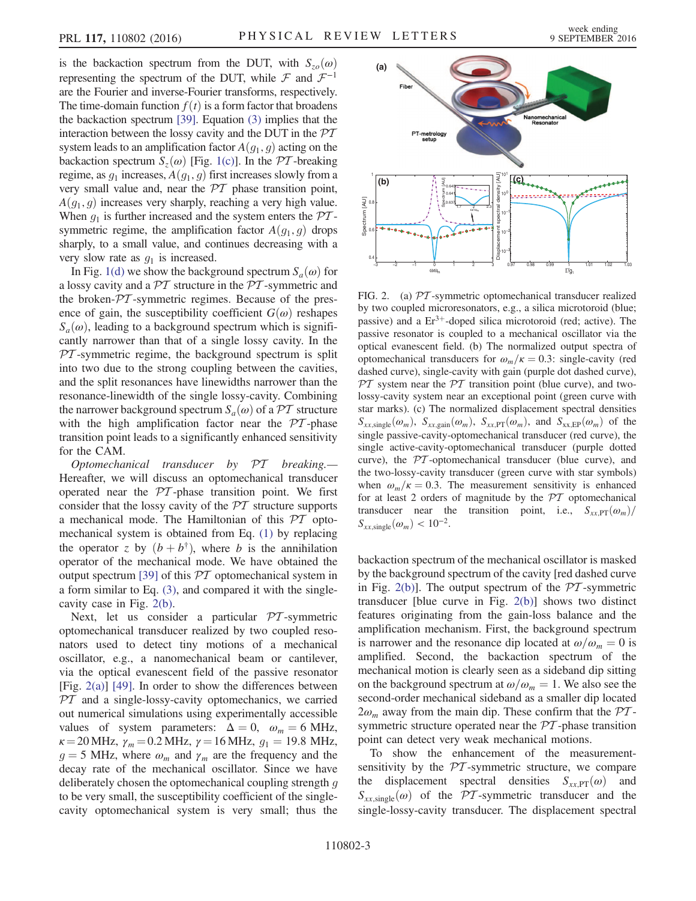is the backaction spectrum from the DUT, with $S_{zo}(\omega)$ representing the spectrum of the DUT, while $\mathcal{F}$ and $\mathcal{F}^{-1}$ are the Fourier and inverse-Fourier transforms, respectively. The time-domain function $f(t)$ is a form factor that broadens the backaction spectrum [39]. Equation (3) implies that the interaction between the lossy cavity and the DUT in the $\mathcal{PT}$ system leads to an amplification factor $A(g_1, g)$ acting on the backaction spectrum $S_z(\omega)$ [Fig. 1(c)]. In the $\mathcal{PT}$-breaking regime, as $g_1$ increases, $A(g_1, g)$ first increases slowly from a very small value and, near the $\mathcal{PT}$ phase transition point, $A(g_1, g)$ increases very sharply, reaching a very high value. When $g_1$ is further increased and the system enters the $\mathcal{PT}$-symmetric regime, the amplification factor $A(g_1, g)$ drops sharply, to a small value, and continues decreasing with a very slow rate as $g_1$ is increased.

In Fig. 1(d) we show the background spectrum $S_a(\omega)$ for a lossy cavity and a $\mathcal{PT}$ structure in the $\mathcal{PT}$-symmetric and the broken-$\mathcal{PT}$-symmetric regimes. Because of the presence of gain, the susceptibility coefficient $G(\omega)$ reshapes $S_a(\omega)$, leading to a background spectrum which is significantly narrower than that of a single lossy cavity. In the $\mathcal{PT}$-symmetric regime, the background spectrum is split into two due to the strong coupling between the cavities, and the split resonances have linewidths narrower than the resonance-linewidth of the single lossy-cavity. Combining the narrower background spectrum $S_a(\omega)$ of a $\mathcal{PT}$ structure with the high amplification factor near the $\mathcal{PT}$-phase transition point leads to a significantly enhanced sensitivity for the CAM.

*Optomechanical transducer by $\mathcal{PT}$ breaking.*— Hereafter, we will discuss an optomechanical transducer operated near the $\mathcal{PT}$-phase transition point. We first consider that the lossy cavity of the $\mathcal{PT}$ structure supports a mechanical mode. The Hamiltonian of this $\mathcal{PT}$ optomechanical system is obtained from Eq. (1) by replacing the operator $z$ by $(b + b^\dagger)$, where $b$ is the annihilation operator of the mechanical mode. We have obtained the output spectrum [39] of this $\mathcal{PT}$ optomechanical system in a form similar to Eq. (3), and compared it with the single-cavity case in Fig. 2(b).

Next, let us consider a particular $\mathcal{PT}$-symmetric optomechanical transducer realized by two coupled resonators used to detect tiny motions of a mechanical oscillator, e.g., a nanomechanical beam or cantilever, via the optical evanescent field of the passive resonator [Fig. 2(a)] [49]. In order to show the differences between $\mathcal{PT}$ and a single-lossy-cavity optomechanics, we carried out numerical simulations using experimentally accessible values of system parameters: $\Delta = 0$, $\omega_m = 6$ MHz, $\kappa = 20$ MHz, $\gamma_m = 0.2$ MHz, $\gamma = 16$ MHz, $g_1 = 19.8$ MHz, $g = 5$ MHz, where $\omega_m$ and $\gamma_m$ are the frequency and the decay rate of the mechanical oscillator. Since we have deliberately chosen the optomechanical coupling strength $g$ to be very small, the susceptibility coefficient of the single-cavity optomechanical system is very small; thus the backaction spectrum of the mechanical oscillator is masked by the background spectrum of the cavity [red dashed curve in Fig. 2(b)]. The output spectrum of the $\mathcal{PT}$-symmetric transducer [blue curve in Fig. 2(b)] shows two distinct features originating from the gain-loss balance and the amplification mechanism. First, the background spectrum is narrower and the resonance dip located at $\omega/\omega_m = 0$ is amplified. Second, the backaction spectrum of the mechanical motion is clearly seen as a sideband dip sitting on the background spectrum at $\omega/\omega_m = 1$. We also see the second-order mechanical sideband as a smaller dip located $2\omega_m$ away from the main dip. These confirm that the $\mathcal{PT}$-symmetric structure operated near the $\mathcal{PT}$-phase transition point can detect very weak mechanical motions.

To show the enhancement of the measurement-sensitivity by the $\mathcal{PT}$-symmetric structure, we compare the displacement spectral densities $S_{xx,\mathrm{PT}}(\omega)$ and $S_{xx,\mathrm{single}}(\omega)$ of the $\mathcal{PT}$-symmetric transducer and the single-lossy-cavity transducer. The displacement spectral

(a)
Fiber
PT-metrology setup
Nanomechanical Resonator

(b)
Spectrum [AU]
$\omega/\omega_m$

(c)
Displacement spectral density [AU]
$\Gamma/g_1$

FIG. 2. (a) $\mathcal{PT}$-symmetric optomechanical transducer realized by two coupled microresonators, e.g., a silica microtoroid (blue; passive) and a $Er^{3+}$-doped silica microtoroid (red; active). The passive resonator is coupled to a mechanical oscillator via the optical evanescent field. (b) The normalized output spectra of optomechanical transducers for $\omega_m/\kappa = 0.3$: single-cavity (red dashed curve), single-cavity with gain (purple dot dashed curve), $\mathcal{PT}$ system near the $\mathcal{PT}$ transition point (blue curve), and two-lossy-cavity system near an exceptional point (green curve with star marks). (c) The normalized displacement spectral densities $S_{xx,\mathrm{single}}(\omega_m)$, $S_{xx,\mathrm{gain}}(\omega_m)$, $S_{xx,\mathrm{PT}}(\omega_m)$, and $S_{xx,\mathrm{EP}}(\omega_m)$ of the single passive-cavity-optomechanical transducer (red curve), the single active-cavity-optomechanical transducer (purple dotted curve), the $\mathcal{PT}$-optomechanical transducer (blue curve), and the two-lossy-cavity transducer (green curve with star symbols) when $\omega_m/\kappa = 0.3$. The measurement sensitivity is enhanced for at least 2 orders of magnitude by the $\mathcal{PT}$ optomechanical transducer near the transition point, i.e., $S_{xx,\mathrm{PT}}(\omega_m)/S_{xx,\mathrm{single}}(\omega_m) < 10^{-2}$.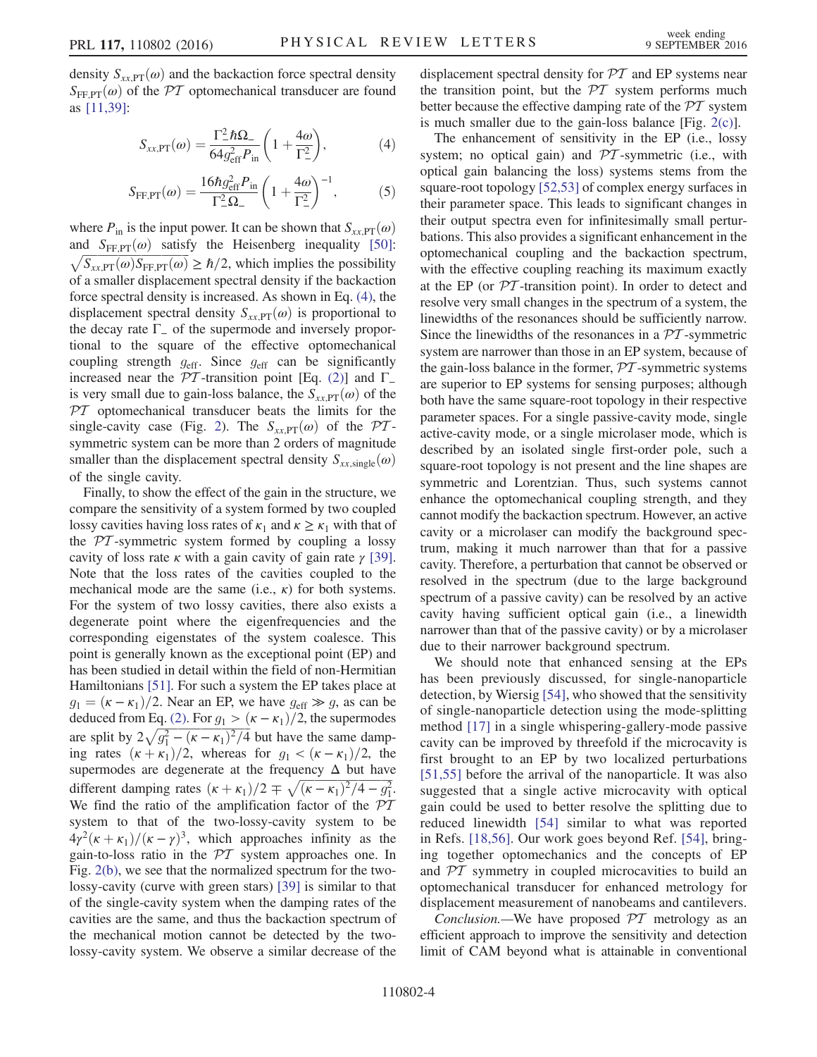density $S_{xx,\mathrm{PT}}(\omega)$ and the backaction force spectral density $S_{\mathrm{FF,PT}}(\omega)$ of the $\mathcal{PT}$ optomechanical transducer are found as [11,39]:

$$S_{xx,\mathrm{PT}}(\omega) = \frac{\Gamma_-^2 \hbar \Omega_-}{64 g_{\mathrm{eff}}^2 P_{\mathrm{in}}}\left(1 + \frac{4\omega}{\Gamma_-^2}\right), \tag{4}$$

$$S_{\mathrm{FF,PT}}(\omega) = \frac{16 \hbar g_{\mathrm{eff}}^2 P_{\mathrm{in}}}{\Gamma_-^2 \Omega_-}\left(1 + \frac{4\omega}{\Gamma_-^2}\right)^{-1}, \tag{5}$$

where $P_{\mathrm{in}}$ is the input power. It can be shown that $S_{xx,\mathrm{PT}}(\omega)$ and $S_{\mathrm{FF,PT}}(\omega)$ satisfy the Heisenberg inequality [50]: $\sqrt{S_{xx,\mathrm{PT}}(\omega) S_{\mathrm{FF,PT}}(\omega)} \geq \hbar/2$, which implies the possibility of a smaller displacement spectral density if the backaction force spectral density is increased. As shown in Eq. (4), the displacement spectral density $S_{xx,\mathrm{PT}}(\omega)$ is proportional to the decay rate $\Gamma_-$ of the supermode and inversely proportional to the square of the effective optomechanical coupling strength $g_{\mathrm{eff}}$. Since $g_{\mathrm{eff}}$ can be significantly increased near the $\mathcal{PT}$-transition point [Eq. (2)] and $\Gamma_-$ is very small due to gain-loss balance, the $S_{xx,\mathrm{PT}}(\omega)$ of the $\mathcal{PT}$ optomechanical transducer beats the limits for the single-cavity case (Fig. 2). The $S_{xx,\mathrm{PT}}(\omega)$ of the $\mathcal{PT}$-symmetric system can be more than 2 orders of magnitude smaller than the displacement spectral density $S_{xx,\mathrm{single}}(\omega)$ of the single cavity.

Finally, to show the effect of the gain in the structure, we compare the sensitivity of a system formed by two coupled lossy cavities having loss rates of $\kappa_1$ and $\kappa \geq \kappa_1$ with that of the $\mathcal{PT}$-symmetric system formed by coupling a lossy cavity of loss rate $\kappa$ with a gain cavity of gain rate $\gamma$ [39]. Note that the loss rates of the cavities coupled to the mechanical mode are the same (i.e., $\kappa$) for both systems. For the system of two lossy cavities, there also exists a degenerate point where the eigenfrequencies and the corresponding eigenstates of the system coalesce. This point is generally known as the exceptional point (EP) and has been studied in detail within the field of non-Hermitian Hamiltonians [51]. For such a system the EP takes place at $g_1 = (\kappa - \kappa_1)/2$. Near an EP, we have $g_{\mathrm{eff}} \gg g$, as can be deduced from Eq. (2). For $g_1 > (\kappa - \kappa_1)/2$, the supermodes are split by $2\sqrt{g_1^2 - (\kappa - \kappa_1)^2/4}$ but have the same damping rates $(\kappa + \kappa_1)/2$, whereas for $g_1 < (\kappa - \kappa_1)/2$, the supermodes are degenerate at the frequency $\Delta$ but have different damping rates $(\kappa + \kappa_1)/2 \mp \sqrt{(\kappa - \kappa_1)^2/4 - g_1^2}$. We find the ratio of the amplification factor of the $\mathcal{PT}$ system to that of the two-lossy-cavity system to be $4\gamma^2(\kappa + \kappa_1)/(\kappa - \gamma)^3$, which approaches infinity as the gain-to-loss ratio in the $\mathcal{PT}$ system approaches one. In Fig. 2(b), we see that the normalized spectrum for the two-lossy-cavity (curve with green stars) [39] is similar to that of the single-cavity system when the damping rates of the cavities are the same, and thus the backaction spectrum of the mechanical motion cannot be detected by the two-lossy-cavity system. We observe a similar decrease of the displacement spectral density for $\mathcal{PT}$ and EP systems near the transition point, but the $\mathcal{PT}$ system performs much better because the effective damping rate of the $\mathcal{PT}$ system is much smaller due to the gain-loss balance [Fig. 2(c)].

The enhancement of sensitivity in the EP (i.e., lossy system; no optical gain) and $\mathcal{PT}$-symmetric (i.e., with optical gain balancing the loss) systems stems from the square-root topology [52,53] of complex energy surfaces in their parameter space. This leads to significant changes in their output spectra even for infinitesimally small perturbations. This also provides a significant enhancement in the optomechanical coupling and the backaction spectrum, with the effective coupling reaching its maximum exactly at the EP (or $\mathcal{PT}$-transition point). In order to detect and resolve very small changes in the spectrum of a system, the linewidths of the resonances should be sufficiently narrow. Since the linewidths of the resonances in a $\mathcal{PT}$-symmetric system are narrower than those in an EP system, because of the gain-loss balance in the former, $\mathcal{PT}$-symmetric systems are superior to EP systems for sensing purposes; although both have the same square-root topology in their respective parameter spaces. For a single passive-cavity mode, single active-cavity mode, or a single microlaser mode, which is described by an isolated single first-order pole, such a square-root topology is not present and the line shapes are symmetric and Lorentzian. Thus, such systems cannot enhance the optomechanical coupling strength, and they cannot modify the backaction spectrum. However, an active cavity or a microlaser can modify the background spectrum, making it much narrower than that for a passive cavity. Therefore, a perturbation that cannot be observed or resolved in the spectrum (due to the large background spectrum of a passive cavity) can be resolved by an active cavity having sufficient optical gain (i.e., a linewidth narrower than that of the passive cavity) or by a microlaser due to their narrower background spectrum.

We should note that enhanced sensing at the EPs has been previously discussed, for single-nanoparticle detection, by Wiersig [54], who showed that the sensitivity of single-nanoparticle detection using the mode-splitting method [17] in a single whispering-gallery-mode passive cavity can be improved by threefold if the microcavity is first brought to an EP by two localized perturbations [51,55] before the arrival of the nanoparticle. It was also suggested that a single active microcavity with optical gain could be used to better resolve the splitting due to reduced linewidth [54] similar to what was reported in Refs. [18,56]. Our work goes beyond Ref. [54], bringing together optomechanics and the concepts of EP and $\mathcal{PT}$ symmetry in coupled microcavities to build an optomechanical transducer for enhanced metrology for displacement measurement of nanobeams and cantilevers.

*Conclusion.*—We have proposed $\mathcal{PT}$ metrology as an efficient approach to improve the sensitivity and detection limit of CAM beyond what is attainable in conventional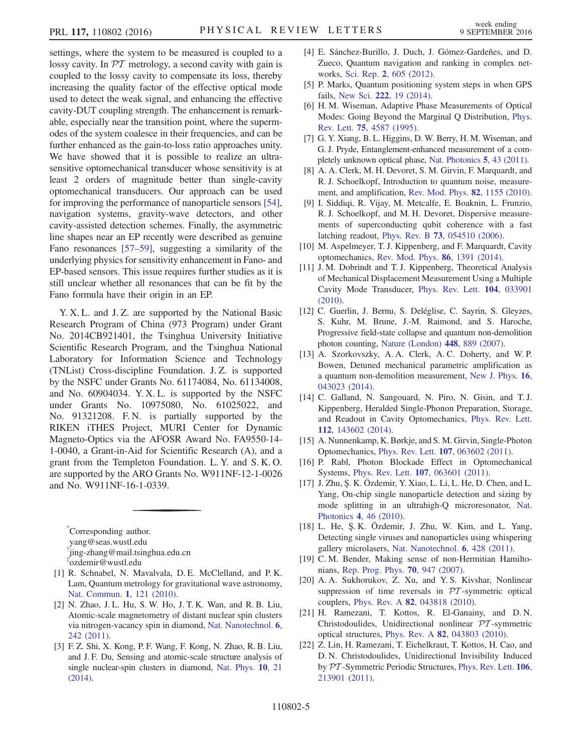settings, where the system to be measured is coupled to a lossy cavity. In $\mathcal{PT}$ metrology, a second cavity with gain is coupled to the lossy cavity to compensate its loss, thereby increasing the quality factor of the effective optical mode used to detect the weak signal, and enhancing the effective cavity-DUT coupling strength. The enhancement is remarkable, especially near the transition point, where the supermodes of the system coalesce in their frequencies, and can be further enhanced as the gain-to-loss ratio approaches unity. We have showed that it is possible to realize an ultrasensitive optomechanical transducer whose sensitivity is at least 2 orders of magnitude better than single-cavity optomechanical transducers. Our approach can be used for improving the performance of nanoparticle sensors [54], navigation systems, gravity-wave detectors, and other cavity-assisted detection schemes. Finally, the asymmetric line shapes near an EP recently were described as genuine Fano resonances [57–59], suggesting a similarity of the underlying physics for sensitivity enhancement in Fano- and EP-based sensors. This issue requires further studies as it is still unclear whether all resonances that can be fit by the Fano formula have their origin in an EP.

Y. X. L. and J. Z. are supported by the National Basic Research Program of China (973 Program) under Grant No. 2014CB921401, the Tsinghua University Initiative Scientific Research Program, and the Tsinghua National Laboratory for Information Science and Technology (TNList) Cross-discipline Foundation. J. Z. is supported by the NSFC under Grants No. 61174084, No. 61134008, and No. 60904034. Y. X. L. is supported by the NSFC under Grants No. 10975080, No. 61025022, and No. 91321208. F. N. is partially supported by the RIKEN iTHES Project, MURI Center for Dynamic Magneto-Optics via the AFOSR Award No. FA9550-14-1-0040, a Grant-in-Aid for Scientific Research (A), and a grant from the Templeton Foundation. L. Y. and S. K. O. are supported by the ARO Grants No. W911NF-12-1-0026 and No. W911NF-16-1-0339.

---

[*]Corresponding author.
yang@seas.wustl.edu

[†]jing-zhang@mail.tsinghua.edu.cn

[‡]ozdemir@wustl.edu

[1] R. Schnabel, N. Mavalvala, D. E. McClelland, and P. K. Lam, Quantum metrology for gravitational wave astronomy, Nat. Commun. **1**, 121 (2010).

[2] N. Zhao, J. L. Hu, S. W. Ho, J. T. K. Wan, and R. B. Liu, Atomic-scale magnetometry of distant nuclear spin clusters via nitrogen-vacancy spin in diamond, Nat. Nanotechnol. **6**, 242 (2011).

[3] F. Z. Shi, X. Kong, P. F. Wang, F. Kong, N. Zhao, R. B. Liu, and J. F. Du, Sensing and atomic-scale structure analysis of single nuclear-spin clusters in diamond, Nat. Phys. **10**, 21 (2014).

[4] E. Sánchez-Burillo, J. Duch, J. Gómez-Gardeñes, and D. Zueco, Quantum navigation and ranking in complex networks, Sci. Rep. **2**, 605 (2012).

[5] P. Marks, Quantum positioning system steps in when GPS fails, New Sci. **222**, 19 (2014).

[6] H. M. Wiseman, Adaptive Phase Measurements of Optical Modes: Going Beyond the Marginal Q Distribution, Phys. Rev. Lett. **75**, 4587 (1995).

[7] G. Y. Xiang, B. L. Higgins, D. W. Berry, H. M. Wiseman, and G. J. Pryde, Entanglement-enhanced measurement of a completely unknown optical phase, Nat. Photonics **5**, 43 (2011).

[8] A. A. Clerk, M. H. Devoret, S. M. Girvin, F. Marquardt, and R. J. Schoelkopf, Introduction to quantum noise, measurement, and amplification, Rev. Mod. Phys. **82**, 1155 (2010).

[9] I. Siddiqi, R. Vijay, M. Metcalfe, E. Boaknin, L. Frunzio, R. J. Schoelkopf, and M. H. Devoret, Dispersive measurements of superconducting qubit coherence with a fast latching readout, Phys. Rev. B **73**, 054510 (2006).

[10] M. Aspelmeyer, T. J. Kippenberg, and F. Marquardt, Cavity optomechanics, Rev. Mod. Phys. **86**, 1391 (2014).

[11] J. M. Dobrindt and T. J. Kippenberg, Theoretical Analysis of Mechanical Displacement Measurement Using a Multiple Cavity Mode Transducer, Phys. Rev. Lett. **104**, 033901 (2010).

[12] C. Guerlin, J. Bernu, S. Deléglise, C. Sayrin, S. Gleyzes, S. Kuhr, M. Brune, J.-M. Raimond, and S. Haroche, Progressive field-state collapse and quantum non-demolition photon counting, Nature (London) **448**, 889 (2007).

[13] A. Szorkovszky, A. A. Clerk, A. C. Doherty, and W. P. Bowen, Detuned mechanical parametric amplification as a quantum non-demolition measurement, New J. Phys. **16**, 043023 (2014).

[14] C. Galland, N. Sangouard, N. Piro, N. Gisin, and T. J. Kippenberg, Heralded Single-Phonon Preparation, Storage, and Readout in Cavity Optomechanics, Phys. Rev. Lett. **112**, 143602 (2014).

[15] A. Nunnenkamp, K. Børkje, and S. M. Girvin, Single-Photon Optomechanics, Phys. Rev. Lett. **107**, 063602 (2011).

[16] P. Rabl, Photon Blockade Effect in Optomechanical Systems, Phys. Rev. Lett. **107**, 063601 (2011).

[17] J. Zhu, Ş. K. Özdemir, Y. Xiao, L. Li, L. He, D. Chen, and L. Yang, On-chip single nanoparticle detection and sizing by mode splitting in an ultrahigh-Q microresonator, Nat. Photonics **4**, 46 (2010).

[18] L. He, Ş. K. Özdemir, J. Zhu, W. Kim, and L. Yang, Detecting single viruses and nanoparticles using whispering gallery microlasers, Nat. Nanotechnol. **6**, 428 (2011).

[19] C. M. Bender, Making sense of non-Hermitian Hamiltonians, Rep. Prog. Phys. **70**, 947 (2007).

[20] A. A. Sukhorukov, Z. Xu, and Y. S. Kivshar, Nonlinear suppression of time reversals in $\mathcal{PT}$-symmetric optical couplers, Phys. Rev. A **82**, 043818 (2010).

[21] H. Ramezani, T. Kottos, R. El-Ganainy, and D. N. Christodoulides, Unidirectional nonlinear $\mathcal{PT}$-symmetric optical structures, Phys. Rev. A **82**, 043803 (2010).

[22] Z. Lin, H. Ramezani, T. Eichelkraut, T. Kottos, H. Cao, and D. N. Christodoulides, Unidirectional Invisibility Induced by $\mathcal{PT}$-Symmetric Periodic Structures, Phys. Rev. Lett. **106**, 213901 (2011).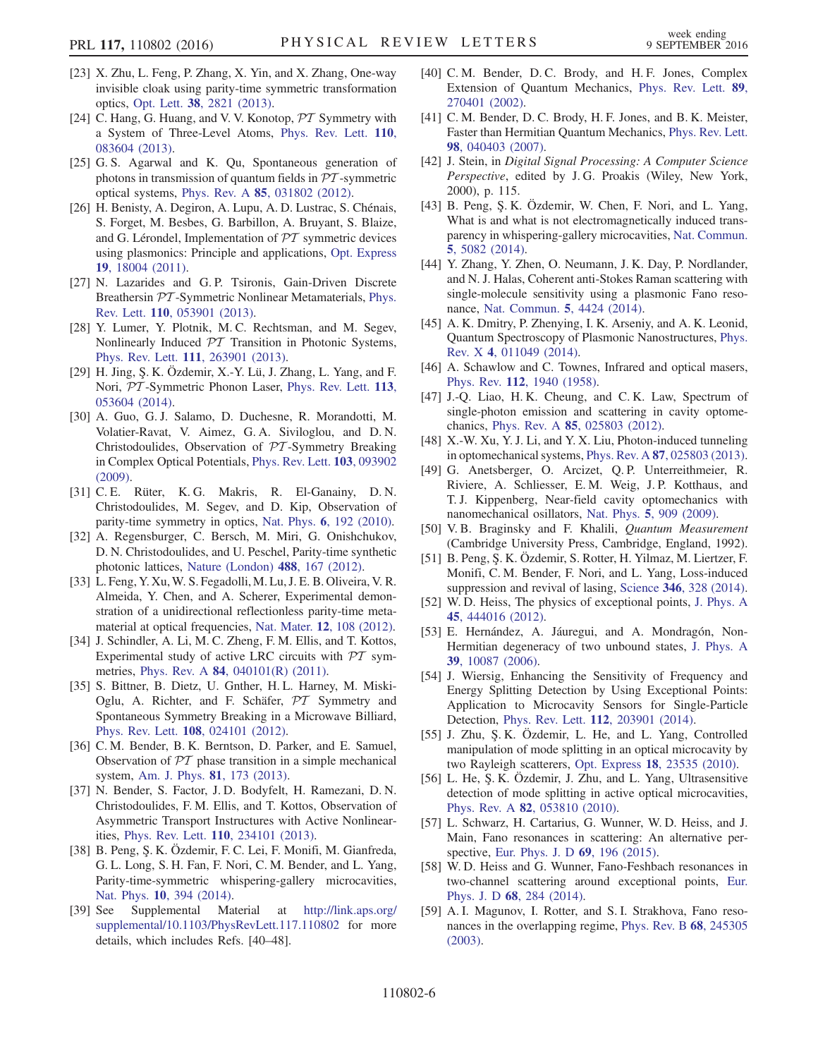[23] X. Zhu, L. Feng, P. Zhang, X. Yin, and X. Zhang, One-way invisible cloak using parity-time symmetric transformation optics, Opt. Lett. **38**, 2821 (2013).

[24] C. Hang, G. Huang, and V. V. Konotop, $\mathcal{PT}$ Symmetry with a System of Three-Level Atoms, Phys. Rev. Lett. **110**, 083604 (2013).

[25] G. S. Agarwal and K. Qu, Spontaneous generation of photons in transmission of quantum fields in $\mathcal{PT}$-symmetric optical systems, Phys. Rev. A **85**, 031802 (2012).

[26] H. Benisty, A. Degiron, A. Lupu, A. D. Lustrac, S. Chénais, S. Forget, M. Besbes, G. Barbillon, A. Bruyant, S. Blaize, and G. Lérondel, Implementation of $\mathcal{PT}$ symmetric devices using plasmonics: Principle and applications, Opt. Express **19**, 18004 (2011).

[27] N. Lazarides and G. P. Tsironis, Gain-Driven Discrete Breathersin $\mathcal{PT}$-Symmetric Nonlinear Metamaterials, Phys. Rev. Lett. **110**, 053901 (2013).

[28] Y. Lumer, Y. Plotnik, M. C. Rechtsman, and M. Segev, Nonlinearly Induced $\mathcal{PT}$ Transition in Photonic Systems, Phys. Rev. Lett. **111**, 263901 (2013).

[29] H. Jing, Ş. K. Özdemir, X.-Y. Lü, J. Zhang, L. Yang, and F. Nori, $\mathcal{PT}$-Symmetric Phonon Laser, Phys. Rev. Lett. **113**, 053604 (2014).

[30] A. Guo, G. J. Salamo, D. Duchesne, R. Morandotti, M. Volatier-Ravat, V. Aimez, G. A. Siviloglou, and D. N. Christodoulides, Observation of $\mathcal{PT}$-Symmetry Breaking in Complex Optical Potentials, Phys. Rev. Lett. **103**, 093902 (2009).

[31] C. E. Rüter, K. G. Makris, R. El-Ganainy, D. N. Christodoulides, M. Segev, and D. Kip, Observation of parity-time symmetry in optics, Nat. Phys. **6**, 192 (2010).

[32] A. Regensburger, C. Bersch, M. Miri, G. Onishchukov, D. N. Christodoulides, and U. Peschel, Parity-time synthetic photonic lattices, Nature (London) **488**, 167 (2012).

[33] L. Feng, Y. Xu, W. S. Fegadolli, M. Lu, J. E. B. Oliveira, V. R. Almeida, Y. Chen, and A. Scherer, Experimental demonstration of a unidirectional reflectionless parity-time metamaterial at optical frequencies, Nat. Mater. **12**, 108 (2012).

[34] J. Schindler, A. Li, M. C. Zheng, F. M. Ellis, and T. Kottos, Experimental study of active LRC circuits with $\mathcal{PT}$ symmetries, Phys. Rev. A **84**, 040101(R) (2011).

[35] S. Bittner, B. Dietz, U. Gnther, H. L. Harney, M. Miski-Oglu, A. Richter, and F. Schäfer, $\mathcal{PT}$ Symmetry and Spontaneous Symmetry Breaking in a Microwave Billiard, Phys. Rev. Lett. **108**, 024101 (2012).

[36] C. M. Bender, B. K. Berntson, D. Parker, and E. Samuel, Observation of $\mathcal{PT}$ phase transition in a simple mechanical system, Am. J. Phys. **81**, 173 (2013).

[37] N. Bender, S. Factor, J. D. Bodyfelt, H. Ramezani, D. N. Christodoulides, F. M. Ellis, and T. Kottos, Observation of Asymmetric Transport Instructures with Active Nonlinearities, Phys. Rev. Lett. **110**, 234101 (2013).

[38] B. Peng, Ş. K. Özdemir, F. C. Lei, F. Monifi, M. Gianfreda, G. L. Long, S. H. Fan, F. Nori, C. M. Bender, and L. Yang, Parity-time-symmetric whispering-gallery microcavities, Nat. Phys. **10**, 394 (2014).

[39] See Supplemental Material at http://link.aps.org/supplemental/10.1103/PhysRevLett.117.110802 for more details, which includes Refs. [40–48].

[40] C. M. Bender, D. C. Brody, and H. F. Jones, Complex Extension of Quantum Mechanics, Phys. Rev. Lett. **89**, 270401 (2002).

[41] C. M. Bender, D. C. Brody, H. F. Jones, and B. K. Meister, Faster than Hermitian Quantum Mechanics, Phys. Rev. Lett. **98**, 040403 (2007).

[42] J. Stein, in *Digital Signal Processing: A Computer Science Perspective*, edited by J. G. Proakis (Wiley, New York, 2000), p. 115.

[43] B. Peng, Ş. K. Özdemir, W. Chen, F. Nori, and L. Yang, What is and what is not electromagnetically induced transparency in whispering-gallery microcavities, Nat. Commun. **5**, 5082 (2014).

[44] Y. Zhang, Y. Zhen, O. Neumann, J. K. Day, P. Nordlander, and N. J. Halas, Coherent anti-Stokes Raman scattering with single-molecule sensitivity using a plasmonic Fano resonance, Nat. Commun. **5**, 4424 (2014).

[45] A. K. Dmitry, P. Zhenying, I. K. Arseniy, and A. K. Leonid, Quantum Spectroscopy of Plasmonic Nanostructures, Phys. Rev. X **4**, 011049 (2014).

[46] A. Schawlow and C. Townes, Infrared and optical masers, Phys. Rev. **112**, 1940 (1958).

[47] J.-Q. Liao, H. K. Cheung, and C. K. Law, Spectrum of single-photon emission and scattering in cavity optomechanics, Phys. Rev. A **85**, 025803 (2012).

[48] X.-W. Xu, Y. J. Li, and Y. X. Liu, Photon-induced tunneling in optomechanical systems, Phys. Rev. A **87**, 025803 (2013).

[49] G. Anetsberger, O. Arcizet, Q. P. Unterreithmeier, R. Riviere, A. Schliesser, E. M. Weig, J. P. Kotthaus, and T. J. Kippenberg, Near-field cavity optomechanics with nanomechanical oscillators, Nat. Phys. **5**, 909 (2009).

[50] V. B. Braginsky and F. Khalili, *Quantum Measurement* (Cambridge University Press, Cambridge, England, 1992).

[51] B. Peng, Ş. K. Özdemir, S. Rotter, H. Yilmaz, M. Liertzer, F. Monifi, C. M. Bender, F. Nori, and L. Yang, Loss-induced suppression and revival of lasing, Science **346**, 328 (2014).

[52] W. D. Heiss, The physics of exceptional points, J. Phys. A **45**, 444016 (2012).

[53] E. Hernández, A. Jáuregui, and A. Mondragón, Non-Hermitian degeneracy of two unbound states, J. Phys. A **39**, 10087 (2006).

[54] J. Wiersig, Enhancing the Sensitivity of Frequency and Energy Splitting Detection by Using Exceptional Points: Application to Microcavity Sensors for Single-Particle Detection, Phys. Rev. Lett. **112**, 203901 (2014).

[55] J. Zhu, Ş. K. Özdemir, L. He, and L. Yang, Controlled manipulation of mode splitting in an optical microcavity by two Rayleigh scatterers, Opt. Express **18**, 23535 (2010).

[56] L. He, Ş. K. Özdemir, J. Zhu, and L. Yang, Ultrasensitive detection of mode splitting in active optical microcavities, Phys. Rev. A **82**, 053810 (2010).

[57] L. Schwarz, H. Cartarius, G. Wunner, W. D. Heiss, and J. Main, Fano resonances in scattering: An alternative perspective, Eur. Phys. J. D **69**, 196 (2015).

[58] W. D. Heiss and G. Wunner, Fano-Feshbach resonances in two-channel scattering around exceptional points, Eur. Phys. J. D **68**, 284 (2014).

[59] A. I. Magunov, I. Rotter, and S. I. Strakhova, Fano resonances in the overlapping regime, Phys. Rev. B **68**, 245305 (2003).